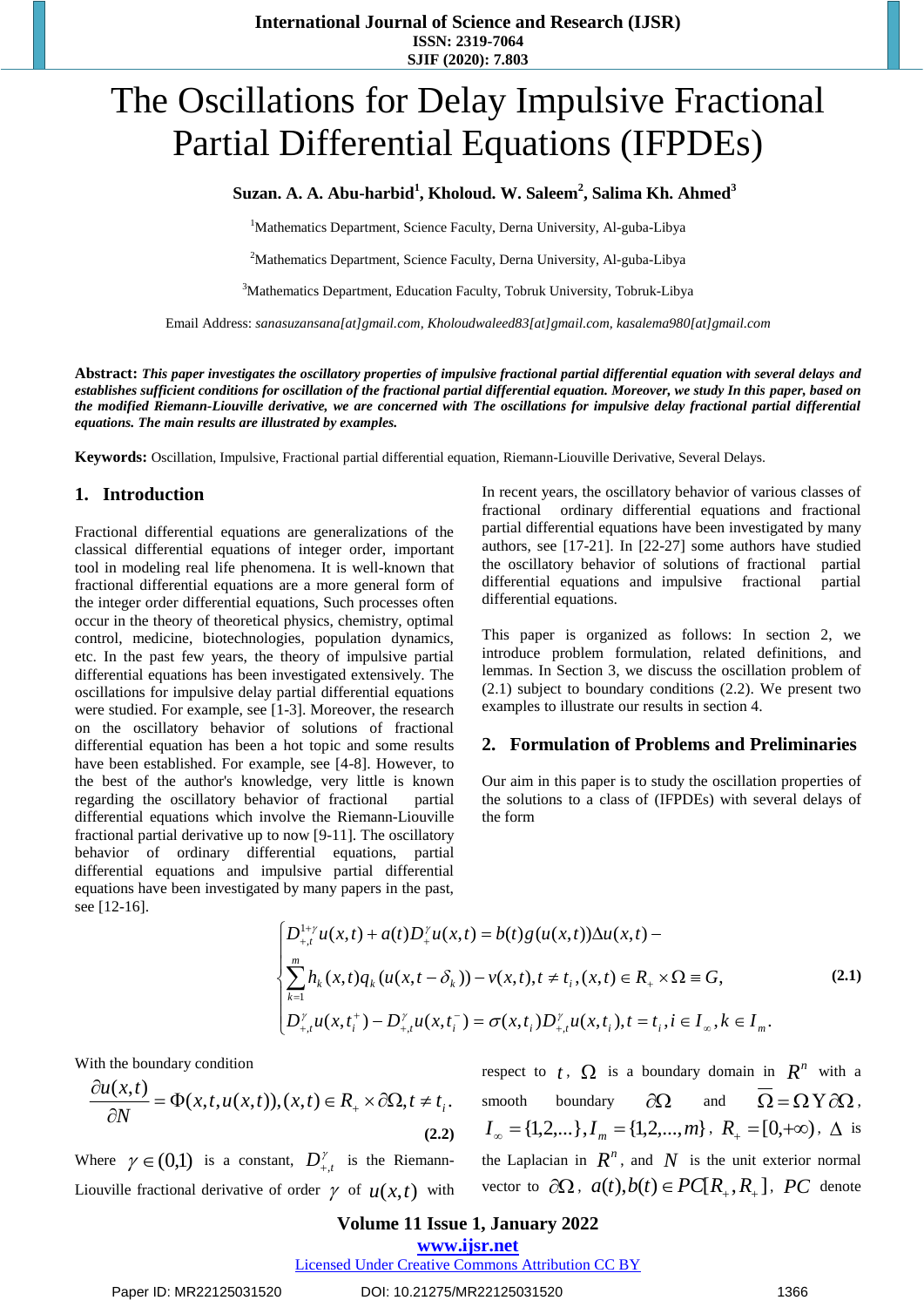# The Oscillations for Delay Impulsive Fractional Partial Differential Equations (IFPDEs)

**Suzan. A. A. Abu-harbid[1], Kholoud. W. Saleem[2], Salima Kh. Ahmed[3]**

[1]Mathematics Department, Science Faculty, Derna University, Al-guba-Libya

[2]Mathematics Department, Science Faculty, Derna University, Al-guba-Libya

[3]Mathematics Department, Education Faculty, Tobruk University, Tobruk-Libya

Email Address: *sanasuzansana[at]gmail.com, Kholoudwaleed83[at]gmail.com, kasalema980[at]gmail.com*

**Abstract:** ***This paper investigates the oscillatory properties of impulsive fractional partial differential equation with several delays and establishes sufficient conditions for oscillation of the fractional partial differential equation. Moreover, we study In this paper, based on the modified Riemann-Liouville derivative, we are concerned with The oscillations for impulsive delay fractional partial differential equations. The main results are illustrated by examples.***

**Keywords:** Oscillation, Impulsive, Fractional partial differential equation, Riemann-Liouville Derivative, Several Delays.

## 1. Introduction

Fractional differential equations are generalizations of the classical differential equations of integer order, important tool in modeling real life phenomena. In is well-known that fractional differential equations are a more general form of the integer order differential equations, Such processes often occur in the theory of theoretical physics, chemistry, optimal control, medicine, biotechnologies, population dynamics, etc. In the past few years, the theory of impulsive partial differential equations has been investigated extensively. The oscillations for impulsive delay partial differential equations were studied. For example, see [1-3]. Moreover, the research on the oscillatory behavior of solutions of fractional differential equation has been a hot topic and some results have been established. For example, see [4-8]. However, to the best of the author's knowledge, very little is known regarding the oscillatory behavior of fractional partial differential equations which involve the Riemann-Liouville fractional partial derivative up to now [9-11]. The oscillatory behavior of ordinary differential equations, partial differential equations and impulsive partial differential equations have been investigated by many papers in the past, see [12-16].

In recent years, the oscillatory behavior of various classes of fractional ordinary differential equations and fractional partial differential equations have been investigated by many authors, see [17-21]. In [22-27] some authors have studied the oscillatory behavior of solutions of fractional partial differential equations and impulsive fractional partial differential equations.

This paper is organized as follows: In section 2, we introduce problem formulation, related definitions, and lemmas. In Section 3, we discuss the oscillation problem of (2.1) subject to boundary conditions (2.2). We present two examples to illustrate our results in section 4.

## 2. Formulation of Problems and Preliminaries

Our aim in this paper is to study the oscillation properties of the solutions to a class of (IFPDEs) with several delays of the form

$$\begin{cases} D_{+,t}^{1+\gamma}u(x,t)+a(t)D_{+}^{\gamma}u(x,t)=b(t)g(u(x,t))\Delta u(x,t)- \\ \sum_{k=1}^{m}h_k(x,t)q_k(u(x,t-\delta_k))-v(x,t), t\neq t_i,(x,t)\in R_+\times\Omega\equiv G, \\ D_{+,t}^{\gamma}u(x,t_i^+)-D_{+,t}^{\gamma}u(x,t_i^-)=\sigma(x,t_i)D_{+,t}^{\gamma}u(x,t_i), t=t_i, i\in I_\infty, k\in I_m. \end{cases} \quad (2.1)$$

With the boundary condition

$$\frac{\partial u(x,t)}{\partial N}=\Phi(x,t,u(x,t)),(x,t)\in R_+\times\partial\Omega, t\neq t_i. \quad (2.2)$$

Where $\gamma\in(0,1)$ is a constant, $D_{+,t}^{\gamma}$ is the Riemann-Liouville fractional derivative of order $\gamma$ of $u(x,t)$ with respect to $t$, $\Omega$ is a boundary domain in $R^n$ with a smooth boundary $\partial\Omega$ and $\overline{\Omega}=\Omega\cup\partial\Omega$, $I_\infty=\{1,2,...\}, I_m=\{1,2,...,m\}$, $R_+=[0,+\infty)$, $\Delta$ is the Laplacian in $R^n$, and $N$ is the unit exterior normal vector to $\partial\Omega$, $a(t),b(t)\in PC[R_+,R_+]$, $PC$ denote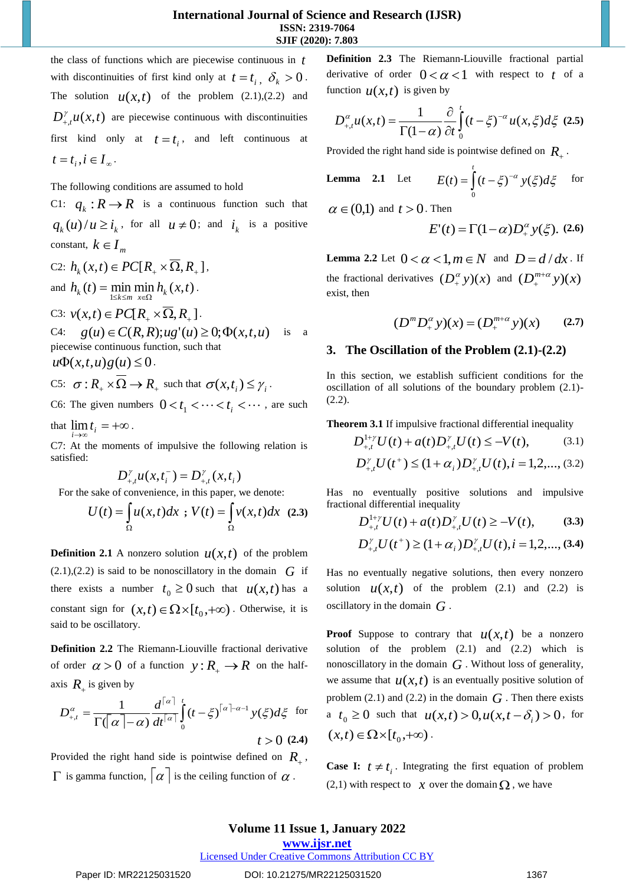the class of functions which are piecewise continuous in $t$ with discontinuities of first kind only at $t = t_i$, $\delta_k > 0$. The solution $u(x,t)$ of the problem (2.1),(2.2) and $D^{\gamma}_{+,t}u(x,t)$ are piecewise continuous with discontinuities first kind only at $t = t_i$, and left continuous at $t = t_i, i \in I_\infty$.

The following conditions are assumed to hold

C1: $q_k : R \to R$ is a continuous function such that $q_k(u)/u \geq i_k$, for all $u \neq 0$; and $i_k$ is a positive constant, $k \in I_m$

C2: $h_k(x,t) \in PC[R_+ \times \overline{\Omega}, R_+]$,

and $h_k(t) = \min\limits_{1\leq k \leq m} \min\limits_{x \in \Omega} h_k(x,t)$.

C3: $v(x,t) \in PC[R_+ \times \overline{\Omega}, R_+]$.

C4: $g(u) \in C(R,R); ug'(u) \geq 0; \Phi(x,t,u)$ is a piecewise continuous function, such that $u\Phi(x,t,u)g(u) \leq 0$.

C5: $\sigma : R_+ \times \overline{\Omega} \to R_+$ such that $\sigma(x,t_i) \leq \gamma_i$.

C6: The given numbers $0 < t_1 < \cdots < t_i < \cdots$, are such that $\lim\limits_{i\to\infty} t_i = +\infty$.

C7: At the moments of impulsive the following relation is satisfied:

$$D^{\gamma}_{+,t}u(x,t_i^-) = D^{\gamma}_{+,t}(x,t_i)$$

For the sake of convenience, in this paper, we denote:

$$U(t) = \int_{\Omega} u(x,t)dx \; ; V(t) = \int_{\Omega} v(x,t)dx \quad (2.3)$$

**Definition 2.1** A nonzero solution $u(x,t)$ of the problem (2.1),(2.2) is said to be nonoscillatory in the domain $G$ if there exists a number $t_0 \geq 0$ such that $u(x,t)$ has a constant sign for $(x,t) \in \Omega \times [t_0, +\infty)$. Otherwise, it is said to be oscillatory.

**Definition 2.2** The Riemann-Liouville fractional derivative of order $\alpha > 0$ of a function $y : R_+ \to R$ on the half-axis $R_+$ is given by

$$D^{\alpha}_{+,t} = \frac{1}{\Gamma(\lceil \alpha \rceil - \alpha)} \frac{d^{\lceil \alpha \rceil}}{dt^{\lceil \alpha \rceil}} \int_0^t (t-\xi)^{\lceil \alpha \rceil - \alpha - 1} y(\xi) d\xi \quad \text{for } t > 0 \quad (2.4)$$

Provided the right hand side is pointwise defined on $R_+$, $\Gamma$ is gamma function, $\lceil \alpha \rceil$ is the ceiling function of $\alpha$.

**Definition 2.3** The Riemann-Liouville fractional partial derivative of order $0 < \alpha < 1$ with respect to $t$ of a function $u(x,t)$ is given by

$$D^{\alpha}_{+,t}u(x,t) = \frac{1}{\Gamma(1-\alpha)} \frac{\partial}{\partial t} \int_0^t (t-\xi)^{-\alpha} u(x,\xi) d\xi \quad (2.5)$$

Provided the right hand side is pointwise defined on $R_+$.

**Lemma 2.1** Let $E(t) = \int_0^t (t-\xi)^{-\alpha} y(\xi) d\xi$ for $\alpha \in (0,1)$ and $t > 0$. Then

$$E'(t) = \Gamma(1-\alpha) D^{\alpha}_{+} y(\xi). \quad (2.6)$$

**Lemma 2.2** Let $0 < \alpha < 1, m \in N$ and $D = d/dx$. If the fractional derivatives $(D^{\alpha}_{+} y)(x)$ and $(D^{m+\alpha}_{+} y)(x)$ exist, then

$$(D^m D^{\alpha}_{+} y)(x) = (D^{m+\alpha}_{+} y)(x) \quad (2.7)$$

## 3. The Oscillation of the Problem (2.1)-(2.2)

In this section, we establish sufficient conditions for the oscillation of all solutions of the boundary problem (2.1)-(2.2).

**Theorem 3.1** If impulsive fractional differential inequality

$$D^{1+\gamma}_{+,t}U(t) + a(t)D^{\gamma}_{+,t}U(t) \leq -V(t), \quad (3.1)$$

$$D^{\gamma}_{+,t}U(t^+) \leq (1+\alpha_i)D^{\gamma}_{+,t}U(t), i = 1,2,..., \quad (3.2)$$

Has no eventually positive solutions and impulsive fractional differential inequality

$$D^{1+\gamma}_{+,t}U(t) + a(t)D^{\gamma}_{+,t}U(t) \geq -V(t), \quad (3.3)$$

$$D^{\gamma}_{+,t}U(t^+) \geq (1+\alpha_i)D^{\gamma}_{+,t}U(t), i = 1,2,..., \quad (3.4)$$

Has no eventually negative solutions, then every nonzero solution $u(x,t)$ of the problem (2.1) and (2.2) is oscillatory in the domain $G$.

**Proof** Suppose to contrary that $u(x,t)$ be a nonzero solution of the problem (2.1) and (2.2) which is nonoscillatory in the domain $G$. Without loss of generality, we assume that $u(x,t)$ is an eventually positive solution of problem (2.1) and (2.2) in the domain $G$. Then there exists a $t_0 \geq 0$ such that $u(x,t) > 0, u(x,t-\delta_i) > 0$, for $(x,t) \in \Omega \times [t_0, +\infty)$.

**Case I:** $t \neq t_i$. Integrating the first equation of problem (2,1) with respect to $x$ over the domain $\Omega$, we have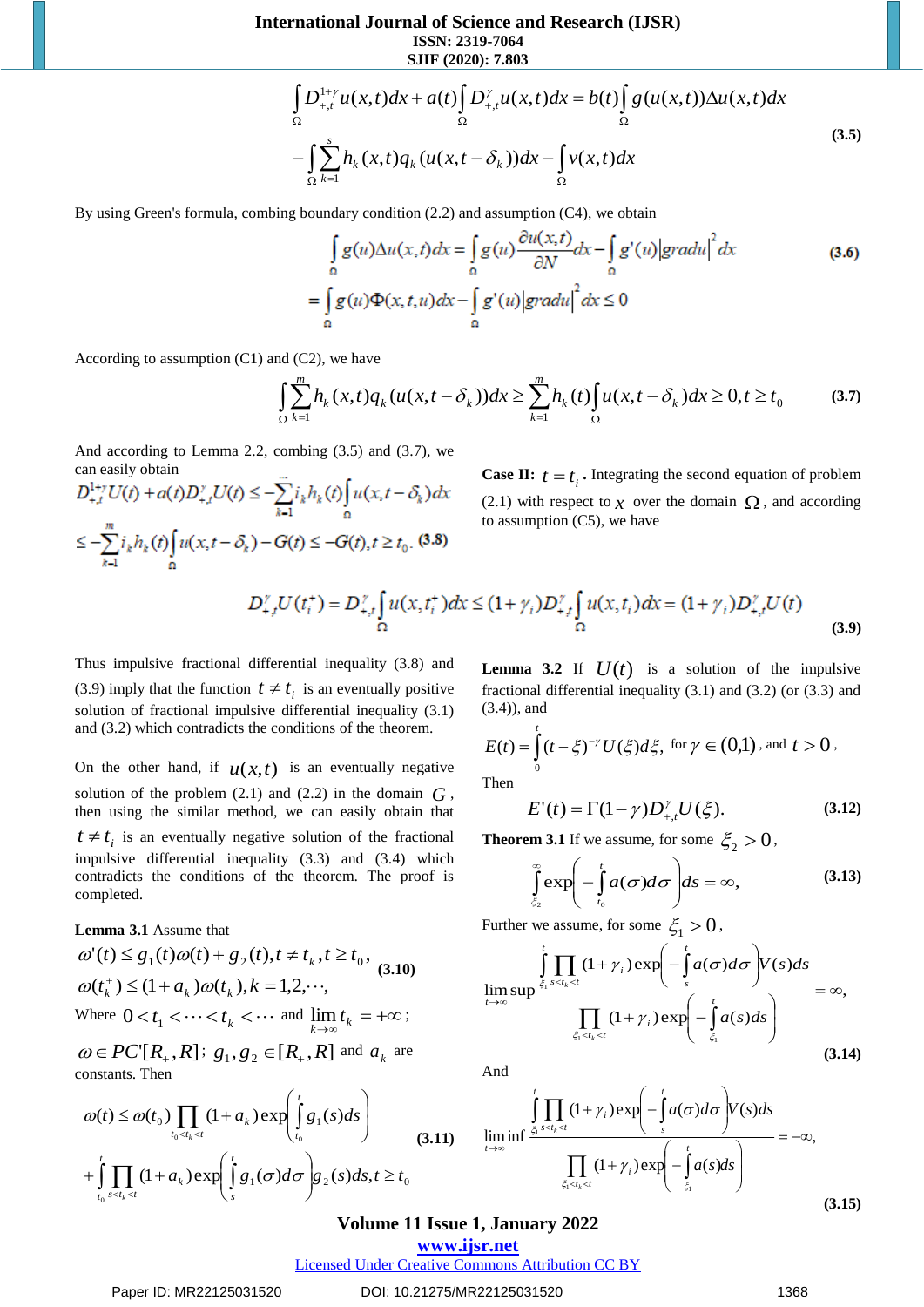$$\int_{\Omega} D_{+,t}^{1+\gamma} u(x,t)dx + a(t)\int_{\Omega} D_{+,t}^{\gamma} u(x,t)dx = b(t)\int_{\Omega} g(u(x,t))\Delta u(x,t)dx$$
$$-\int_{\Omega}\sum_{k=1}^{s} h_k(x,t)q_k(u(x,t-\delta_k))dx - \int_{\Omega} v(x,t)dx \tag{3.5}$$

By using Green's formula, combing boundary condition (2.2) and assumption (C4), we obtain

$$\int_{\Omega} g(u)\Delta u(x,t)dx = \int_{\Omega} g(u)\frac{\partial u(x,t)}{\partial N}dx - \int_{\Omega} g'(u)\left|gradu\right|^2 dx$$
$$= \int_{\Omega} g(u)\Phi(x,t,u)dx - \int_{\Omega} g'(u)\left|gradu\right|^2 dx \le 0 \tag{3.6}$$

According to assumption (C1) and (C2), we have

$$\int_{\Omega}\sum_{k=1}^{m} h_k(x,t)q_k(u(x,t-\delta_k))dx \ge \sum_{k=1}^{m} h_k(t)\int_{\Omega} u(x,t-\delta_k)dx \ge 0, t \ge t_0 \tag{3.7}$$

And according to Lemma 2.2, combing (3.5) and (3.7), we can easily obtain

$$D_{+,t}^{1+\gamma} U(t) + a(t)D_{+,t}^{\gamma} U(t) \le -\sum_{k=1}^{m} i_k h_k(t)\int_{\Omega} u(x,t-\delta_k)dx$$
$$\le -\sum_{k=1}^{m} i_k h_k(t)\int_{\Omega} u(x,t-\delta_k) - G(t) \le -G(t), t \ge t_0. \tag{3.8}$$

**Case II:** $t = t_i$. Integrating the second equation of problem (2.1) with respect to $x$ over the domain $\Omega$, and according to assumption (C5), we have

$$D_{+,t}^{\gamma} U(t_i^{+}) = D_{+,t}^{\gamma}\int_{\Omega} u(x,t_i^{+})dx \le (1+\gamma_i)D_{+,t}^{\gamma}\int_{\Omega} u(x,t_i)dx = (1+\gamma_i)D_{+,t}^{\gamma} U(t) \tag{3.9}$$

Thus impulsive fractional differential inequality (3.8) and (3.9) imply that the function $t \ne t_i$ is an eventually positive solution of fractional impulsive differential inequality (3.1) and (3.2) which contradicts the conditions of the theorem.

On the other hand, if $u(x,t)$ is an eventually negative solution of the problem (2.1) and (2.2) in the domain $G$, then using the similar method, we can easily obtain that $t \ne t_i$ is an eventually negative solution of the fractional impulsive differential inequality (3.3) and (3.4) which contradicts the conditions of the theorem. The proof is completed.

**Lemma 3.1** Assume that

$$\omega'(t) \le g_1(t)\omega(t) + g_2(t), t \ne t_k, t \ge t_0,$$
$$\omega(t_k^{+}) \le (1+a_k)\omega(t_k), k = 1,2,\cdots, \tag{3.10}$$

Where $0 < t_1 < \cdots < t_k < \cdots$ and $\lim_{k\to\infty} t_k = +\infty$;

$\omega \in PC'[R_+, R]$; $g_1, g_2 \in [R_+, R]$ and $a_k$ are constants. Then

$$\omega(t) \le \omega(t_0)\prod_{t_0 < t_k < t}(1+a_k)\exp\left(\int_{t_0}^{t} g_1(s)ds\right)$$
$$+\int_{t_0}^{t}\prod_{s<t_k<t}(1+a_k)\exp\left(\int_{s}^{t} g_1(\sigma)d\sigma\right)g_2(s)ds, t \ge t_0 \tag{3.11}$$

**Lemma 3.2** If $U(t)$ is a solution of the impulsive fractional differential inequality (3.1) and (3.2) (or (3.3) and (3.4)), and

$$E(t) = \int_0^t (t-\xi)^{-\gamma} U(\xi)d\xi, \text{ for } \gamma \in (0,1), \text{ and } t > 0,$$

Then

$$E'(t) = \Gamma(1-\gamma)D_{+,t}^{\gamma} U(\xi). \tag{3.12}$$

**Theorem 3.1** If we assume, for some $\xi_2 > 0$,

$$\int_{\xi_2}^{\infty}\exp\left(-\int_{t_0}^{s} a(\sigma)d\sigma\right)ds = \infty, \tag{3.13}$$

Further we assume, for some $\xi_1 > 0$,

$$\limsup_{t\to\infty}\frac{\int_{\xi_1}^{t}\prod_{s<t_k<t}(1+\gamma_i)\exp\left(-\int_{s}^{t} a(\sigma)d\sigma\right)V(s)ds}{\prod_{\xi_1<t_k<t}(1+\gamma_i)\exp\left(-\int_{\xi_1}^{t} a(s)ds\right)} = \infty, \tag{3.14}$$

And

$$\liminf_{t\to\infty}\frac{\int_{\xi_1}^{t}\prod_{s<t_k<t}(1+\gamma_i)\exp\left(-\int_{s}^{t} a(\sigma)d\sigma\right)V(s)ds}{\prod_{\xi_1<t_k<t}(1+\gamma_i)\exp\left(-\int_{\xi_1}^{t} a(s)ds\right)} = -\infty, \tag{3.15}$$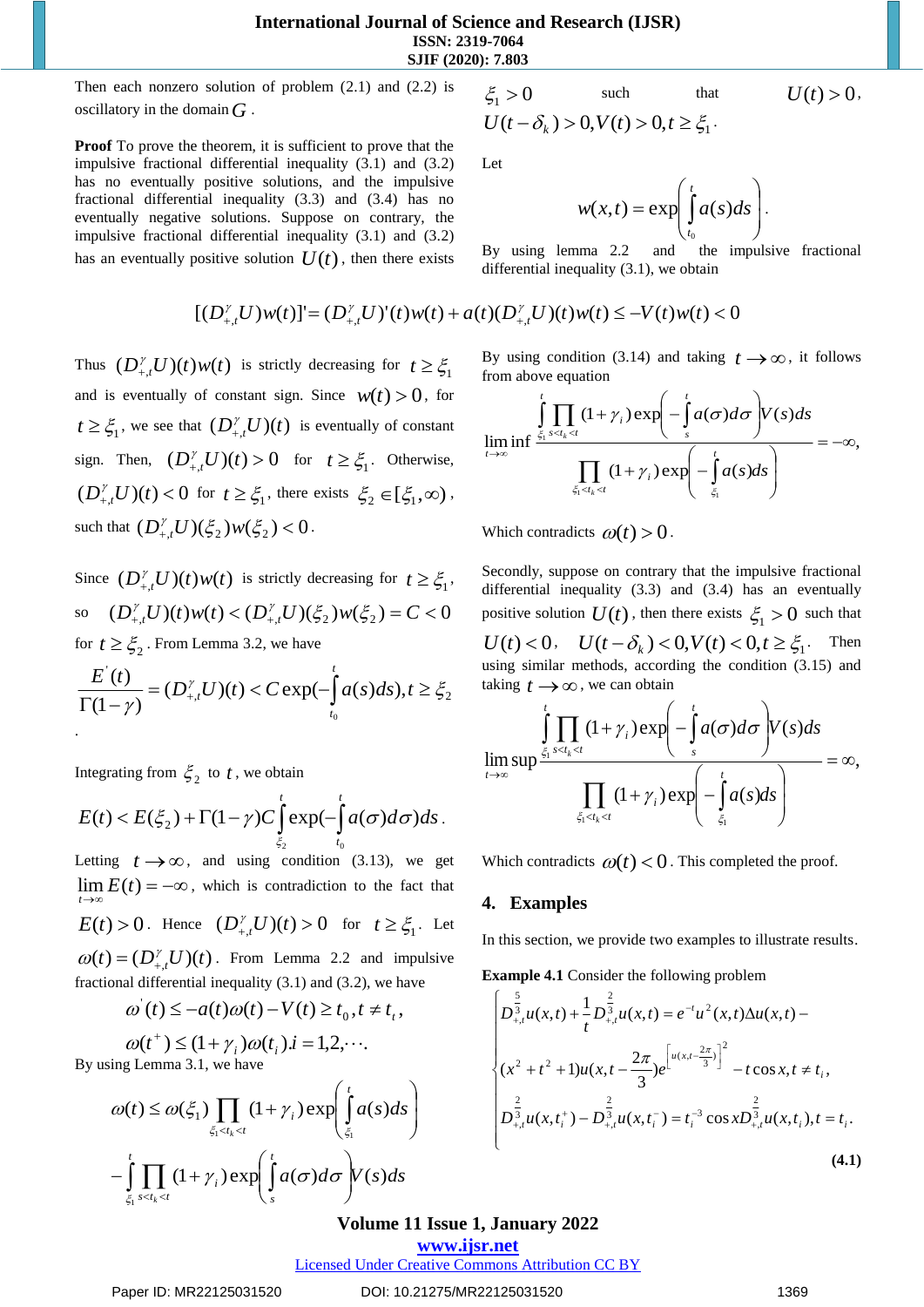Then each nonzero solution of problem (2.1) and (2.2) is oscillatory in the domain $G$.

**Proof** To prove the theorem, it is sufficient to prove that the impulsive fractional differential inequality (3.1) and (3.2) has no eventually positive solutions, and the impulsive fractional differential inequality (3.3) and (3.4) has no eventually negative solutions. Suppose on contrary, the impulsive fractional differential inequality (3.1) and (3.2) has an eventually positive solution $U(t)$, then there exists $\xi_1 > 0$ such that $U(t) > 0$, $U(t-\delta_k) > 0, V(t) > 0, t \geq \xi_1$.

Let

$$w(x,t) = \exp\left(\int_{t_0}^{t} a(s)ds\right).$$

By using lemma 2.2 and the impulsive fractional differential inequality (3.1), we obtain

$$[(D_{+,t}^{\gamma}U)w(t)]' = (D_{+,t}^{\gamma}U)'(t)w(t) + a(t)(D_{+,t}^{\gamma}U)(t)w(t) \leq -V(t)w(t) < 0$$

Thus $(D_{+,t}^{\gamma}U)(t)w(t)$ is strictly decreasing for $t \geq \xi_1$ and is eventually of constant sign. Since $w(t) > 0$, for $t \geq \xi_1$, we see that $(D_{+,t}^{\gamma}U)(t)$ is eventually of constant sign. Then, $(D_{+,t}^{\gamma}U)(t) > 0$ for $t \geq \xi_1$. Otherwise, $(D_{+,t}^{\gamma}U)(t) < 0$ for $t \geq \xi_1$, there exists $\xi_2 \in [\xi_1, \infty)$, such that $(D_{+,t}^{\gamma}U)(\xi_2)w(\xi_2) < 0$.

Since $(D_{+,t}^{\gamma}U)(t)w(t)$ is strictly decreasing for $t \geq \xi_1$, so $(D_{+,t}^{\gamma}U)(t)w(t) < (D_{+,t}^{\gamma}U)(\xi_2)w(\xi_2) = C < 0$ for $t \geq \xi_2$. From Lemma 3.2, we have

$$\frac{E'(t)}{\Gamma(1-\gamma)} = (D_{+,t}^{\gamma}U)(t) < C\exp\left(-\int_{t_0}^{t} a(s)ds\right), t \geq \xi_2$$

.

Integrating from $\xi_2$ to $t$, we obtain

$$E(t) < E(\xi_2) + \Gamma(1-\gamma)C\int_{\xi_2}^{t}\exp\left(-\int_{t_0}^{t} a(\sigma)d\sigma\right)ds.$$

Letting $t \to \infty$, and using condition (3.13), we get $\lim_{t\to\infty} E(t) = -\infty$, which is contradiction to the fact that $E(t) > 0$. Hence $(D_{+,t}^{\gamma}U)(t) > 0$ for $t \geq \xi_1$. Let $\omega(t) = (D_{+,t}^{\gamma}U)(t)$. From Lemma 2.2 and impulsive fractional differential inequality (3.1) and (3.2), we have

$$\omega'(t) \leq -a(t)\omega(t) - V(t) \geq t_0, t \neq t_i,$$

$$\omega(t^+) \leq (1+\gamma_i)\omega(t_i). i = 1,2,\cdots.$$

By using Lemma 3.1, we have

$$\omega(t) \leq \omega(\xi_1)\prod_{\xi_1 < t_k < t}(1+\gamma_i)\exp\left(\int_{\xi_1}^{t} a(s)ds\right)$$

$$-\int_{\xi_1}^{t}\prod_{s < t_k < t}(1+\gamma_i)\exp\left(\int_{s}^{t} a(\sigma)d\sigma\right)V(s)ds$$

By using condition (3.14) and taking $t \to \infty$, it follows from above equation

$$\liminf_{t\to\infty}\frac{\int_{\xi_1}^{t}\prod_{s<t_k<t}(1+\gamma_i)\exp\left(-\int_{s}^{t} a(\sigma)d\sigma\right)V(s)ds}{\prod_{\xi_1<t_k<t}(1+\gamma_i)\exp\left(-\int_{\xi_1}^{t} a(s)ds\right)} = -\infty,$$

Which contradicts $\omega(t) > 0$.

Secondly, suppose on contrary that the impulsive fractional differential inequality (3.3) and (3.4) has an eventually positive solution $U(t)$, then there exists $\xi_1 > 0$ such that $U(t) < 0$, $U(t-\delta_k) < 0, V(t) < 0, t \geq \xi_1$. Then using similar methods, according the condition (3.15) and taking $t \to \infty$, we can obtain

$$\limsup_{t\to\infty}\frac{\int_{\xi_1}^{t}\prod_{s<t_k<t}(1+\gamma_i)\exp\left(-\int_{s}^{t} a(\sigma)d\sigma\right)V(s)ds}{\prod_{\xi_1<t_k<t}(1+\gamma_i)\exp\left(-\int_{\xi_1}^{t} a(s)ds\right)} = \infty,$$

Which contradicts $\omega(t) < 0$. This completed the proof.

## 4. Examples

In this section, we provide two examples to illustrate results.

**Example 4.1** Consider the following problem

$$\begin{cases} D_{+,t}^{\frac{5}{3}}u(x,t) + \frac{1}{t}D_{+,t}^{\frac{2}{3}}u(x,t) = e^{-t}u^2(x,t)\Delta u(x,t) - \\ (x^2+t^2+1)u(x,t-\frac{2\pi}{3})e^{\left[u(x,t-\frac{2\pi}{3})\right]^2} - t\cos x, t \neq t_i, \\ D_{+,t}^{\frac{2}{3}}u(x,t_i^+) - D_{+,t}^{\frac{2}{3}}u(x,t_i^-) = t_i^{-3}\cos x D_{+,t}^{\frac{2}{3}}u(x,t_i), t = t_i. \end{cases}$$

**(4.1)**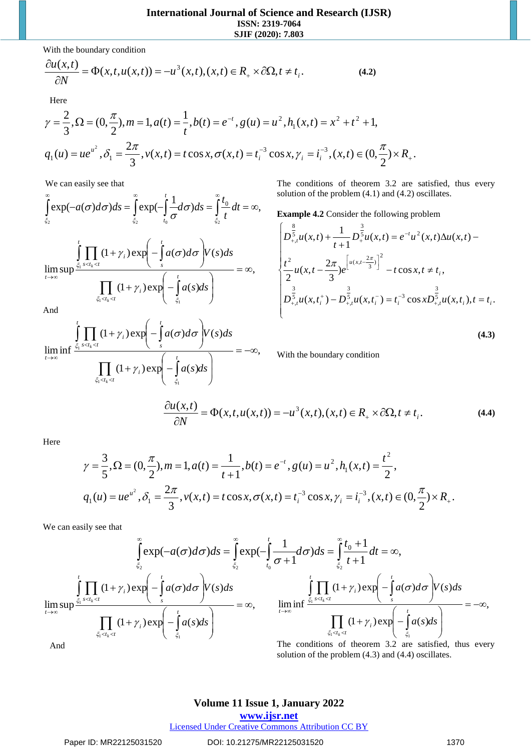With the boundary condition

$$\frac{\partial u(x,t)}{\partial N}=\Phi(x,t,u(x,t))=-u^3(x,t),(x,t)\in R_+\times\partial\Omega,t\neq t_i. \tag{4.2}$$

Here

$$\gamma=\frac{2}{3},\Omega=(0,\frac{\pi}{2}),m=1,a(t)=\frac{1}{t},b(t)=e^{-t},g(u)=u^2,h_1(x,t)=x^2+t^2+1,$$

$$q_1(u)=ue^{u^2},\delta_1=\frac{2\pi}{3},v(x,t)=t\cos x,\sigma(x,t)=t_i^{-3}\cos x,\gamma_i=i_i^{-3},(x,t)\in(0,\frac{\pi}{2})\times R_+.$$

We can easily see that

$$\int_{\xi_2}^{\infty}\exp(-a(\sigma)d\sigma)ds=\int_{\xi_2}^{\infty}\exp(-\int_{t_0}^{t}\frac{1}{\sigma}d\sigma)ds=\int_{\xi_2}^{\infty}\frac{t_0}{t}dt=\infty,$$

$$\limsup_{t\to\infty}\frac{\int_{\xi_1}^{t}\prod_{s<t_k<t}(1+\gamma_i)\exp\left(-\int_s^t a(\sigma)d\sigma\right)V(s)ds}{\prod_{\xi_1<t_k<t}(1+\gamma_i)\exp\left(-\int_{\xi_1}^{t}a(s)ds\right)}=\infty,$$

And

$$\liminf_{t\to\infty}\frac{\int_{\xi_1}^{t}\prod_{s<t_k<t}(1+\gamma_i)\exp\left(-\int_s^t a(\sigma)d\sigma\right)V(s)ds}{\prod_{\xi_1<t_k<t}(1+\gamma_i)\exp\left(-\int_{\xi_1}^{t}a(s)ds\right)}=-\infty,$$

The conditions of theorem 3.2 are satisfied, thus every solution of the problem (4.1) and (4.2) oscillates.

**Example 4.2** Consider the following problem

$$\begin{cases} D_{+,t}^{\frac{8}{5}}u(x,t)+\dfrac{1}{t+1}D_{+}^{\frac{3}{5}}u(x,t)=e^{-t}u^2(x,t)\Delta u(x,t)-\\ \dfrac{t^2}{2}u(x,t-\dfrac{2\pi}{3})e^{\left[u(x,t-\frac{2\pi}{3})\right]^2}-t\cos x,t\neq t_i,\\ D_{+,t}^{\frac{3}{5}}u(x,t_i^+)-D_{+,t}^{\frac{3}{5}}u(x,t_i^-)=t_i^{-3}\cos xD_{+,t}^{\frac{3}{5}}u(x,t_i),t=t_i. \end{cases} \tag{4.3}$$

With the boundary condition

$$\frac{\partial u(x,t)}{\partial N}=\Phi(x,t,u(x,t))=-u^3(x,t),(x,t)\in R_+\times\partial\Omega,t\neq t_i. \tag{4.4}$$

Here

$$\gamma=\frac{3}{5},\Omega=(0,\frac{\pi}{2}),m=1,a(t)=\frac{1}{t+1},b(t)=e^{-t},g(u)=u^2,h_1(x,t)=\frac{t^2}{2},$$

$$q_1(u)=ue^{u^2},\delta_1=\frac{2\pi}{3},v(x,t)=t\cos x,\sigma(x,t)=t_i^{-3}\cos x,\gamma_i=i_i^{-3},(x,t)\in(0,\frac{\pi}{2})\times R_+.$$

We can easily see that

$$\int_{\xi_2}^{\infty}\exp(-a(\sigma)d\sigma)ds=\int_{\xi_2}^{\infty}\exp(-\int_{t_0}^{t}\frac{1}{\sigma+1}d\sigma)ds=\int_{\xi_2}^{\infty}\frac{t_0+1}{t+1}dt=\infty,$$

$$\limsup_{t\to\infty}\frac{\int_{\xi_1}^{t}\prod_{s<t_k<t}(1+\gamma_i)\exp\left(-\int_s^t a(\sigma)d\sigma\right)V(s)ds}{\prod_{\xi_1<t_k<t}(1+\gamma_i)\exp\left(-\int_{\xi_1}^{t}a(s)ds\right)}=\infty,$$

And

$$\liminf_{t\to\infty}\frac{\int_{\xi_1}^{t}\prod_{s<t_k<t}(1+\gamma_i)\exp\left(-\int_s^t a(\sigma)d\sigma\right)V(s)ds}{\prod_{\xi_1<t_k<t}(1+\gamma_i)\exp\left(-\int_{\xi_1}^{t}a(s)ds\right)}=-\infty,$$

The conditions of theorem 3.2 are satisfied, thus every solution of the problem (4.3) and (4.4) oscillates.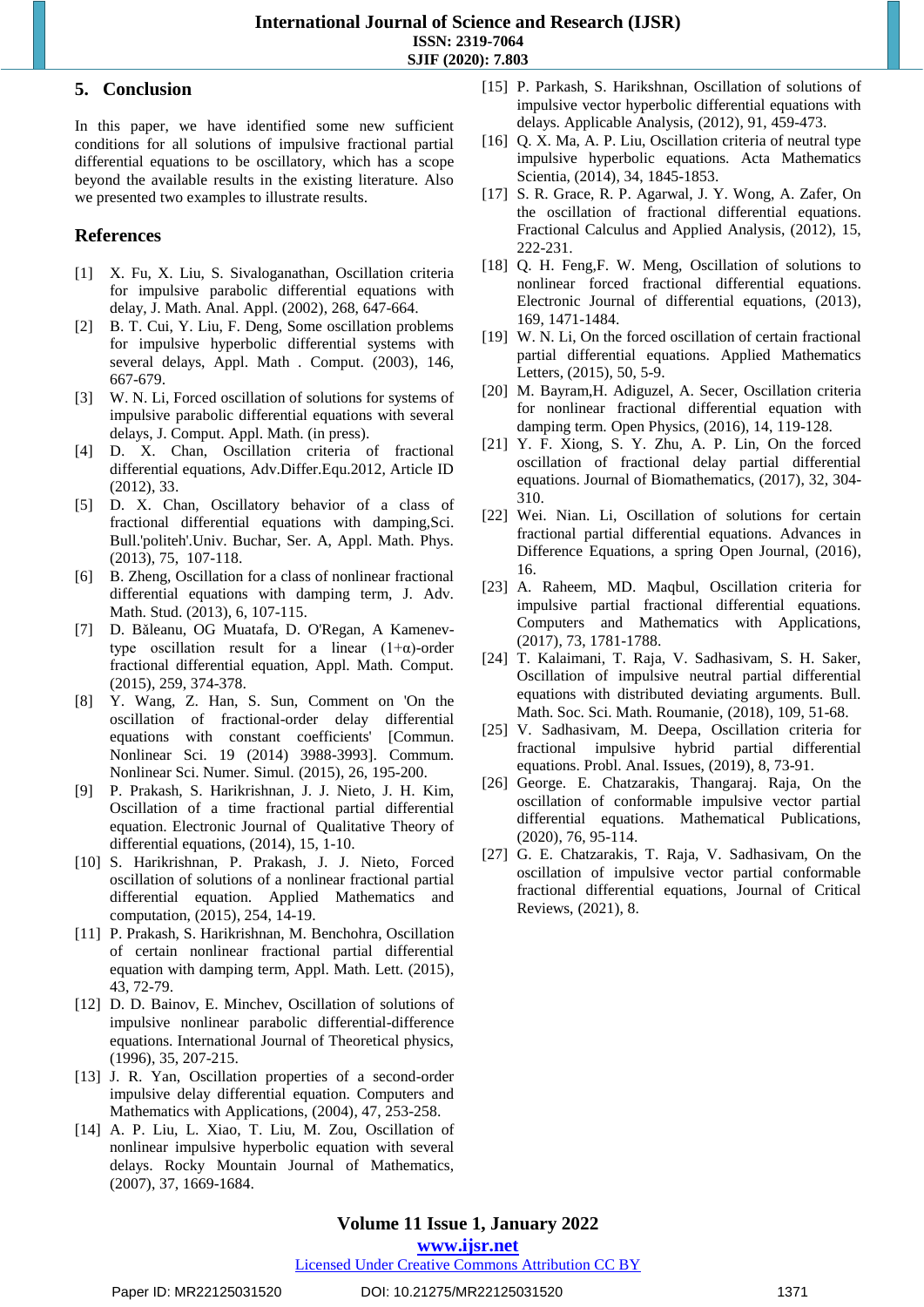## 5. Conclusion

In this paper, we have identified some new sufficient conditions for all solutions of impulsive fractional partial differential equations to be oscillatory, which has a scope beyond the available results in the existing literature. Also we presented two examples to illustrate results.

## References

[1] X. Fu, X. Liu, S. Sivaloganathan, Oscillation criteria for impulsive parabolic differential equations with delay, J. Math. Anal. Appl. (2002), 268, 647-664.

[2] B. T. Cui, Y. Liu, F. Deng, Some oscillation problems for impulsive hyperbolic differential systems with several delays, Appl. Math . Comput. (2003), 146, 667-679.

[3] W. N. Li, Forced oscillation of solutions for systems of impulsive parabolic differential equations with several delays, J. Comput. Appl. Math. (in press).

[4] D. X. Chan, Oscillation criteria of fractional differential equations, Adv.Differ.Equ.2012, Article ID (2012), 33.

[5] D. X. Chan, Oscillatory behavior of a class of fractional differential equations with damping,Sci. Bull.'politeh'.Univ. Buchar, Ser. A, Appl. Math. Phys. (2013), 75, 107-118.

[6] B. Zheng, Oscillation for a class of nonlinear fractional differential equations with damping term, J. Adv. Math. Stud. (2013), 6, 107-115.

[7] D. Băleanu, OG Muatafa, D. O'Regan, A Kamenev-type oscillation result for a linear (1+α)-order fractional differential equation, Appl. Math. Comput. (2015), 259, 374-378.

[8] Y. Wang, Z. Han, S. Sun, Comment on 'On the oscillation of fractional-order delay differential equations with constant coefficients' [Commun. Nonlinear Sci. 19 (2014) 3988-3993]. Commum. Nonlinear Sci. Numer. Simul. (2015), 26, 195-200.

[9] P. Prakash, S. Harikrishnan, J. J. Nieto, J. H. Kim, Oscillation of a time fractional partial differential equation. Electronic Journal of Qualitative Theory of differential equations, (2014), 15, 1-10.

[10] S. Harikrishnan, P. Prakash, J. J. Nieto, Forced oscillation of solutions of a nonlinear fractional partial differential equation. Applied Mathematics and computation, (2015), 254, 14-19.

[11] P. Prakash, S. Harikrishnan, M. Benchohra, Oscillation of certain nonlinear fractional partial differential equation with damping term, Appl. Math. Lett. (2015), 43, 72-79.

[12] D. D. Bainov, E. Minchev, Oscillation of solutions of impulsive nonlinear parabolic differential-difference equations. International Journal of Theoretical physics, (1996), 35, 207-215.

[13] J. R. Yan, Oscillation properties of a second-order impulsive delay differential equation. Computers and Mathematics with Applications, (2004), 47, 253-258.

[14] A. P. Liu, L. Xiao, T. Liu, M. Zou, Oscillation of nonlinear impulsive hyperbolic equation with several delays. Rocky Mountain Journal of Mathematics, (2007), 37, 1669-1684.

[15] P. Parkash, S. Harikshnan, Oscillation of solutions of impulsive vector hyperbolic differential equations with delays. Applicable Analysis, (2012), 91, 459-473.

[16] Q. X. Ma, A. P. Liu, Oscillation criteria of neutral type impulsive hyperbolic equations. Acta Mathematics Scientia, (2014), 34, 1845-1853.

[17] S. R. Grace, R. P. Agarwal, J. Y. Wong, A. Zafer, On the oscillation of fractional differential equations. Fractional Calculus and Applied Analysis, (2012), 15, 222-231.

[18] Q. H. Feng,F. W. Meng, Oscillation of solutions to nonlinear forced fractional differential equations. Electronic Journal of differential equations, (2013), 169, 1471-1484.

[19] W. N. Li, On the forced oscillation of certain fractional partial differential equations. Applied Mathematics Letters, (2015), 50, 5-9.

[20] M. Bayram,H. Adiguzel, A. Secer, Oscillation criteria for nonlinear fractional differential equation with damping term. Open Physics, (2016), 14, 119-128.

[21] Y. F. Xiong, S. Y. Zhu, A. P. Lin, On the forced oscillation of fractional delay partial differential equations. Journal of Biomathematics, (2017), 32, 304-310.

[22] Wei. Nian. Li, Oscillation of solutions for certain fractional partial differential equations. Advances in Difference Equations, a spring Open Journal, (2016), 16.

[23] A. Raheem, MD. Maqbul, Oscillation criteria for impulsive partial fractional differential equations. Computers and Mathematics with Applications, (2017), 73, 1781-1788.

[24] T. Kalaimani, T. Raja, V. Sadhasivam, S. H. Saker, Oscillation of impulsive neutral partial differential equations with distributed deviating arguments. Bull. Math. Soc. Sci. Math. Roumanie, (2018), 109, 51-68.

[25] V. Sadhasivam, M. Deepa, Oscillation criteria for fractional impulsive hybrid partial differential equations. Probl. Anal. Issues, (2019), 8, 73-91.

[26] George. E. Chatzarakis, Thangaraj. Raja, On the oscillation of conformable impulsive vector partial differential equations. Mathematical Publications, (2020), 76, 95-114.

[27] G. E. Chatzarakis, T. Raja, V. Sadhasivam, On the oscillation of impulsive vector partial conformable fractional differential equations, Journal of Critical Reviews, (2021), 8.